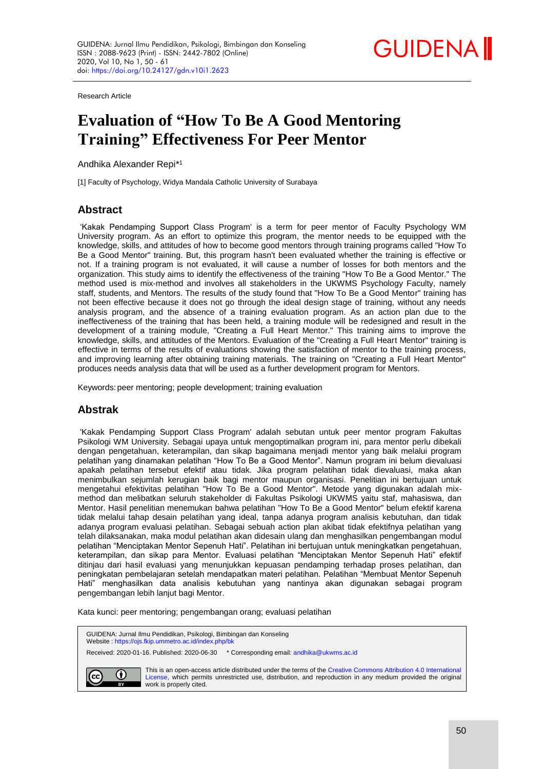Research Article

# Evaluation of "How To Be A Good Mentoring Training" Effectiveness For Peer Mentor

Andhika Alexander Repi*[1]

[1] Faculty of Psychology, Widya Mandala Catholic University of Surabaya

## Abstract

'Kakak Pendamping Support Class Program' is a term for peer mentor of Faculty Psychology WM University program. As an effort to optimize this program, the mentor needs to be equipped with the knowledge, skills, and attitudes of how to become good mentors through training programs called "How To Be a Good Mentor" training. But, this program hasn't been evaluated whether the training is effective or not. If a training program is not evaluated, it will cause a number of losses for both mentors and the organization. This study aims to identify the effectiveness of the training "How To Be a Good Mentor." The method used is mix-method and involves all stakeholders in the UKWMS Psychology Faculty, namely staff, students, and Mentors. The results of the study found that "How To Be a Good Mentor" training has not been effective because it does not go through the ideal design stage of training, without any needs analysis program, and the absence of a training evaluation program. As an action plan due to the ineffectiveness of the training that has been held, a training module will be redesigned and result in the development of a training module, "Creating a Full Heart Mentor." This training aims to improve the knowledge, skills, and attitudes of the Mentors. Evaluation of the "Creating a Full Heart Mentor" training is effective in terms of the results of evaluations showing the satisfaction of mentor to the training process, and improving learning after obtaining training materials. The training on "Creating a Full Heart Mentor" produces needs analysis data that will be used as a further development program for Mentors.

Keywords: peer mentoring; people development; training evaluation

## Abstrak

'Kakak Pendamping Support Class Program' adalah sebutan untuk peer mentor program Fakultas Psikologi WM University. Sebagai upaya untuk mengoptimalkan program ini, para mentor perlu dibekali dengan pengetahuan, keterampilan, dan sikap bagaimana menjadi mentor yang baik melalui program pelatihan yang dinamakan pelatihan "How To Be a Good Mentor". Namun program ini belum dievaluasi apakah pelatihan tersebut efektif atau tidak. Jika program pelatihan tidak dievaluasi, maka akan menimbulkan sejumlah kerugian baik bagi mentor maupun organisasi. Penelitian ini bertujuan untuk mengetahui efektivitas pelatihan "How To Be a Good Mentor". Metode yang digunakan adalah mix-method dan melibatkan seluruh stakeholder di Fakultas Psikologi UKWMS yaitu staf, mahasiswa, dan Mentor. Hasil penelitian menemukan bahwa pelatihan "How To Be a Good Mentor" belum efektif karena tidak melalui tahap desain pelatihan yang ideal, tanpa adanya program analisis kebutuhan, dan tidak adanya program evaluasi pelatihan. Sebagai sebuah action plan akibat tidak efektifnya pelatihan yang telah dilaksanakan, maka modul pelatihan akan didesain ulang dan menghasilkan pengembangan modul pelatihan "Menciptakan Mentor Sepenuh Hati". Pelatihan ini bertujuan untuk meningkatkan pengetahuan, keterampilan, dan sikap para Mentor. Evaluasi pelatihan "Menciptakan Mentor Sepenuh Hati" efektif ditinjau dari hasil evaluasi yang menunjukkan kepuasan pendamping terhadap proses pelatihan, dan peningkatan pembelajaran setelah mendapatkan materi pelatihan. Pelatihan "Membuat Mentor Sepenuh Hati" menghasilkan data analisis kebutuhan yang nantinya akan digunakan sebagai program pengembangan lebih lanjut bagi Mentor.

Kata kunci: peer mentoring; pengembangan orang; evaluasi pelatihan

GUIDENA: Jurnal Ilmu Pendidikan, Psikologi, Bimbingan dan Konseling
Website : https://ojs.fkip.ummetro.ac.id/index.php/bk

Received: 2020-01-16. Published: 2020-06-30 * Corresponding email: andhika@ukwms.ac.id

This is an open-access article distributed under the terms of the Creative Commons Attribution 4.0 International License, which permits unrestricted use, distribution, and reproduction in any medium provided the original work is properly cited.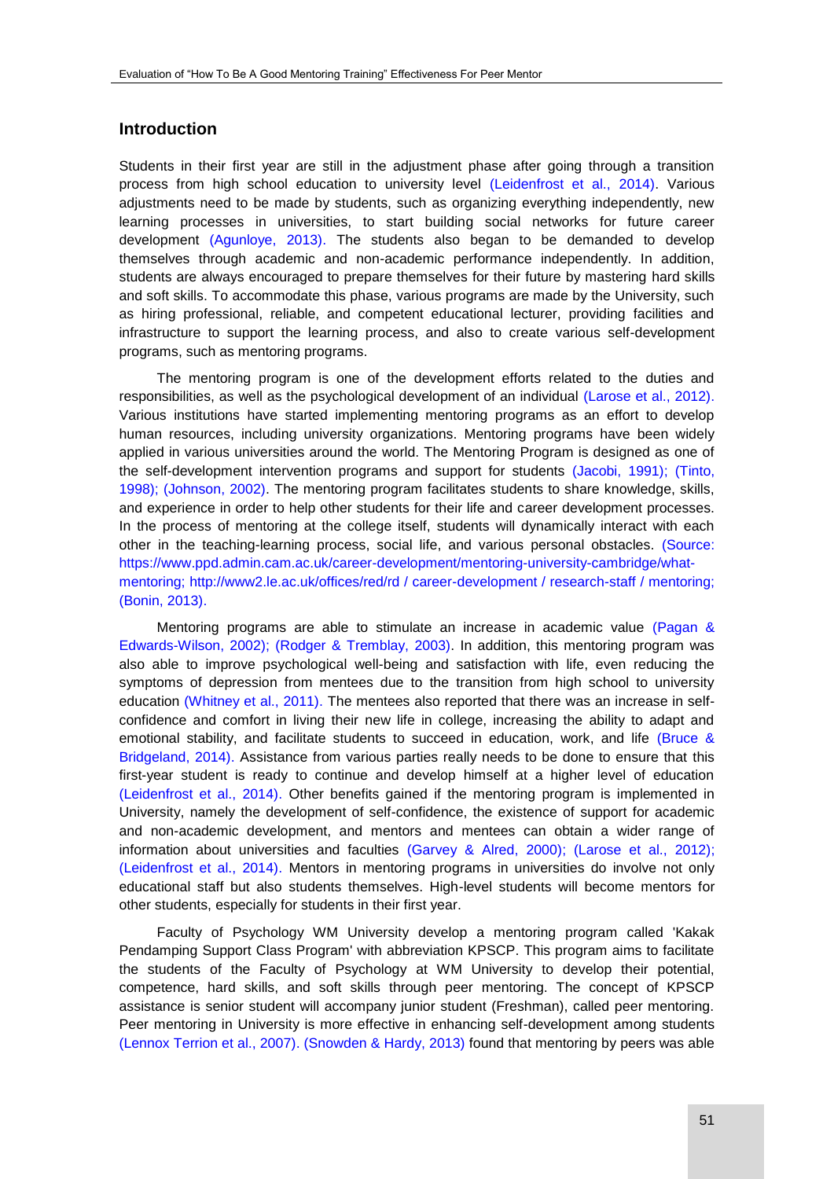## Introduction

Students in their first year are still in the adjustment phase after going through a transition process from high school education to university level (Leidenfrost et al., 2014). Various adjustments need to be made by students, such as organizing everything independently, new learning processes in universities, to start building social networks for future career development (Agunloye, 2013). The students also began to be demanded to develop themselves through academic and non-academic performance independently. In addition, students are always encouraged to prepare themselves for their future by mastering hard skills and soft skills. To accommodate this phase, various programs are made by the University, such as hiring professional, reliable, and competent educational lecturer, providing facilities and infrastructure to support the learning process, and also to create various self-development programs, such as mentoring programs.

The mentoring program is one of the development efforts related to the duties and responsibilities, as well as the psychological development of an individual (Larose et al., 2012). Various institutions have started implementing mentoring programs as an effort to develop human resources, including university organizations. Mentoring programs have been widely applied in various universities around the world. The Mentoring Program is designed as one of the self-development intervention programs and support for students (Jacobi, 1991); (Tinto, 1998); (Johnson, 2002). The mentoring program facilitates students to share knowledge, skills, and experience in order to help other students for their life and career development processes. In the process of mentoring at the college itself, students will dynamically interact with each other in the teaching-learning process, social life, and various personal obstacles. (Source: https://www.ppd.admin.cam.ac.uk/career-development/mentoring-university-cambridge/what-mentoring; http://www2.le.ac.uk/offices/red/rd / career-development / research-staff / mentoring; (Bonin, 2013).

Mentoring programs are able to stimulate an increase in academic value (Pagan & Edwards-Wilson, 2002); (Rodger & Tremblay, 2003). In addition, this mentoring program was also able to improve psychological well-being and satisfaction with life, even reducing the symptoms of depression from mentees due to the transition from high school to university education (Whitney et al., 2011). The mentees also reported that there was an increase in self-confidence and comfort in living their new life in college, increasing the ability to adapt and emotional stability, and facilitate students to succeed in education, work, and life (Bruce & Bridgeland, 2014). Assistance from various parties really needs to be done to ensure that this first-year student is ready to continue and develop himself at a higher level of education (Leidenfrost et al., 2014). Other benefits gained if the mentoring program is implemented in University, namely the development of self-confidence, the existence of support for academic and non-academic development, and mentors and mentees can obtain a wider range of information about universities and faculties (Garvey & Alred, 2000); (Larose et al., 2012); (Leidenfrost et al., 2014). Mentors in mentoring programs in universities do involve not only educational staff but also students themselves. High-level students will become mentors for other students, especially for students in their first year.

Faculty of Psychology WM University develop a mentoring program called 'Kakak Pendamping Support Class Program' with abbreviation KPSCP. This program aims to facilitate the students of the Faculty of Psychology at WM University to develop their potential, competence, hard skills, and soft skills through peer mentoring. The concept of KPSCP assistance is senior student will accompany junior student (Freshman), called peer mentoring. Peer mentoring in University is more effective in enhancing self-development among students (Lennox Terrion et al., 2007). (Snowden & Hardy, 2013) found that mentoring by peers was able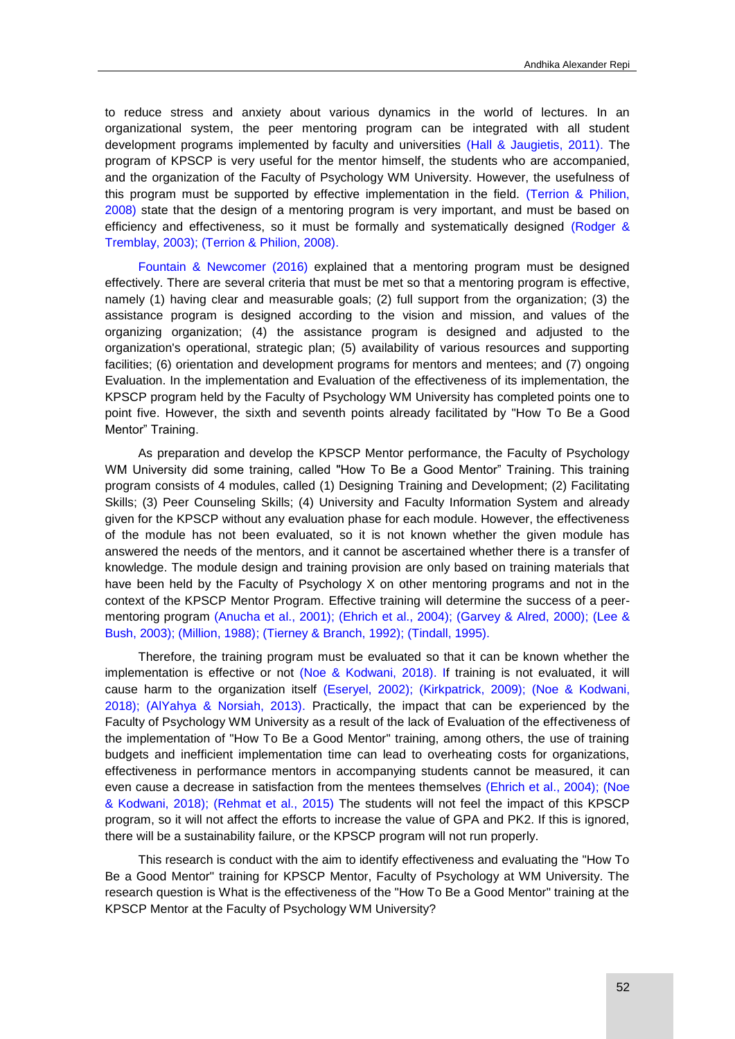to reduce stress and anxiety about various dynamics in the world of lectures. In an organizational system, the peer mentoring program can be integrated with all student development programs implemented by faculty and universities (Hall & Jaugietis, 2011). The program of KPSCP is very useful for the mentor himself, the students who are accompanied, and the organization of the Faculty of Psychology WM University. However, the usefulness of this program must be supported by effective implementation in the field. (Terrion & Philion, 2008) state that the design of a mentoring program is very important, and must be based on efficiency and effectiveness, so it must be formally and systematically designed (Rodger & Tremblay, 2003); (Terrion & Philion, 2008).

Fountain & Newcomer (2016) explained that a mentoring program must be designed effectively. There are several criteria that must be met so that a mentoring program is effective, namely (1) having clear and measurable goals; (2) full support from the organization; (3) the assistance program is designed according to the vision and mission, and values of the organizing organization; (4) the assistance program is designed and adjusted to the organization's operational, strategic plan; (5) availability of various resources and supporting facilities; (6) orientation and development programs for mentors and mentees; and (7) ongoing Evaluation. In the implementation and Evaluation of the effectiveness of its implementation, the KPSCP program held by the Faculty of Psychology WM University has completed points one to point five. However, the sixth and seventh points already facilitated by "How To Be a Good Mentor" Training.

As preparation and develop the KPSCP Mentor performance, the Faculty of Psychology WM University did some training, called "How To Be a Good Mentor" Training. This training program consists of 4 modules, called (1) Designing Training and Development; (2) Facilitating Skills; (3) Peer Counseling Skills; (4) University and Faculty Information System and already given for the KPSCP without any evaluation phase for each module. However, the effectiveness of the module has not been evaluated, so it is not known whether the given module has answered the needs of the mentors, and it cannot be ascertained whether there is a transfer of knowledge. The module design and training provision are only based on training materials that have been held by the Faculty of Psychology X on other mentoring programs and not in the context of the KPSCP Mentor Program. Effective training will determine the success of a peer-mentoring program (Anucha et al., 2001); (Ehrich et al., 2004); (Garvey & Alred, 2000); (Lee & Bush, 2003); (Million, 1988); (Tierney & Branch, 1992); (Tindall, 1995).

Therefore, the training program must be evaluated so that it can be known whether the implementation is effective or not (Noe & Kodwani, 2018). If training is not evaluated, it will cause harm to the organization itself (Eseryel, 2002); (Kirkpatrick, 2009); (Noe & Kodwani, 2018); (AlYahya & Norsiah, 2013). Practically, the impact that can be experienced by the Faculty of Psychology WM University as a result of the lack of Evaluation of the effectiveness of the implementation of "How To Be a Good Mentor" training, among others, the use of training budgets and inefficient implementation time can lead to overheating costs for organizations, effectiveness in performance mentors in accompanying students cannot be measured, it can even cause a decrease in satisfaction from the mentees themselves (Ehrich et al., 2004); (Noe & Kodwani, 2018); (Rehmat et al., 2015) The students will not feel the impact of this KPSCP program, so it will not affect the efforts to increase the value of GPA and PK2. If this is ignored, there will be a sustainability failure, or the KPSCP program will not run properly.

This research is conduct with the aim to identify effectiveness and evaluating the "How To Be a Good Mentor" training for KPSCP Mentor, Faculty of Psychology at WM University. The research question is What is the effectiveness of the "How To Be a Good Mentor" training at the KPSCP Mentor at the Faculty of Psychology WM University?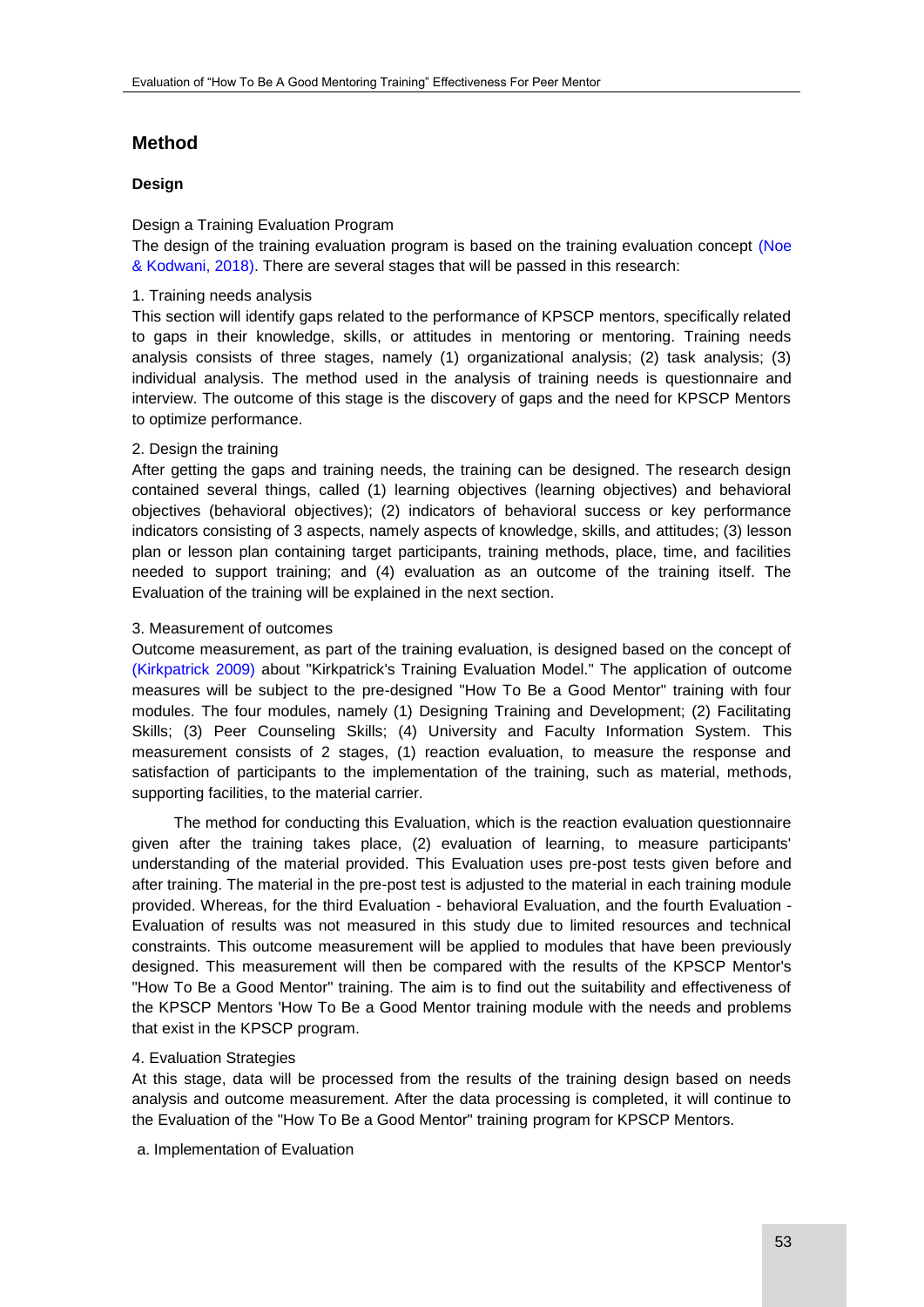## Method

### Design

Design a Training Evaluation Program

The design of the training evaluation program is based on the training evaluation concept (Noe & Kodwani, 2018). There are several stages that will be passed in this research:

1. Training needs analysis

This section will identify gaps related to the performance of KPSCP mentors, specifically related to gaps in their knowledge, skills, or attitudes in mentoring or mentoring. Training needs analysis consists of three stages, namely (1) organizational analysis; (2) task analysis; (3) individual analysis. The method used in the analysis of training needs is questionnaire and interview. The outcome of this stage is the discovery of gaps and the need for KPSCP Mentors to optimize performance.

2. Design the training

After getting the gaps and training needs, the training can be designed. The research design contained several things, called (1) learning objectives (learning objectives) and behavioral objectives (behavioral objectives); (2) indicators of behavioral success or key performance indicators consisting of 3 aspects, namely aspects of knowledge, skills, and attitudes; (3) lesson plan or lesson plan containing target participants, training methods, place, time, and facilities needed to support training; and (4) evaluation as an outcome of the training itself. The Evaluation of the training will be explained in the next section.

3. Measurement of outcomes

Outcome measurement, as part of the training evaluation, is designed based on the concept of (Kirkpatrick 2009) about "Kirkpatrick's Training Evaluation Model." The application of outcome measures will be subject to the pre-designed "How To Be a Good Mentor" training with four modules. The four modules, namely (1) Designing Training and Development; (2) Facilitating Skills; (3) Peer Counseling Skills; (4) University and Faculty Information System. This measurement consists of 2 stages, (1) reaction evaluation, to measure the response and satisfaction of participants to the implementation of the training, such as material, methods, supporting facilities, to the material carrier.

The method for conducting this Evaluation, which is the reaction evaluation questionnaire given after the training takes place, (2) evaluation of learning, to measure participants' understanding of the material provided. This Evaluation uses pre-post tests given before and after training. The material in the pre-post test is adjusted to the material in each training module provided. Whereas, for the third Evaluation - behavioral Evaluation, and the fourth Evaluation - Evaluation of results was not measured in this study due to limited resources and technical constraints. This outcome measurement will be applied to modules that have been previously designed. This measurement will then be compared with the results of the KPSCP Mentor's "How To Be a Good Mentor" training. The aim is to find out the suitability and effectiveness of the KPSCP Mentors 'How To Be a Good Mentor training module with the needs and problems that exist in the KPSCP program.

4. Evaluation Strategies

At this stage, data will be processed from the results of the training design based on needs analysis and outcome measurement. After the data processing is completed, it will continue to the Evaluation of the "How To Be a Good Mentor" training program for KPSCP Mentors.

a. Implementation of Evaluation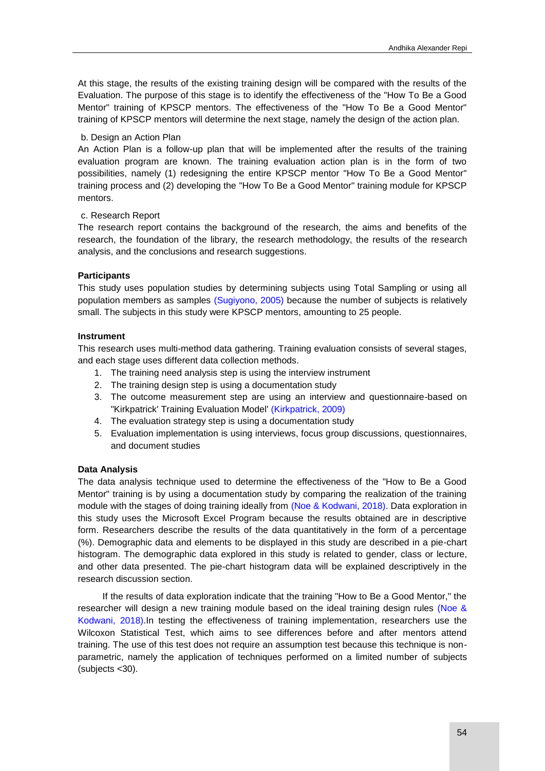At this stage, the results of the existing training design will be compared with the results of the Evaluation. The purpose of this stage is to identify the effectiveness of the "How To Be a Good Mentor" training of KPSCP mentors. The effectiveness of the "How To Be a Good Mentor" training of KPSCP mentors will determine the next stage, namely the design of the action plan.

b. Design an Action Plan

An Action Plan is a follow-up plan that will be implemented after the results of the training evaluation program are known. The training evaluation action plan is in the form of two possibilities, namely (1) redesigning the entire KPSCP mentor "How To Be a Good Mentor" training process and (2) developing the "How To Be a Good Mentor" training module for KPSCP mentors.

c. Research Report

The research report contains the background of the research, the aims and benefits of the research, the foundation of the library, the research methodology, the results of the research analysis, and the conclusions and research suggestions.

**Participants**

This study uses population studies by determining subjects using Total Sampling or using all population members as samples (Sugiyono, 2005) because the number of subjects is relatively small. The subjects in this study were KPSCP mentors, amounting to 25 people.

**Instrument**

This research uses multi-method data gathering. Training evaluation consists of several stages, and each stage uses different data collection methods.

1. The training need analysis step is using the interview instrument
2. The training design step is using a documentation study
3. The outcome measurement step are using an interview and questionnaire-based on "Kirkpatrick' Training Evaluation Model' (Kirkpatrick, 2009)
4. The evaluation strategy step is using a documentation study
5. Evaluation implementation is using interviews, focus group discussions, questionnaires, and document studies

**Data Analysis**

The data analysis technique used to determine the effectiveness of the "How to Be a Good Mentor" training is by using a documentation study by comparing the realization of the training module with the stages of doing training ideally from (Noe & Kodwani, 2018). Data exploration in this study uses the Microsoft Excel Program because the results obtained are in descriptive form. Researchers describe the results of the data quantitatively in the form of a percentage (%). Demographic data and elements to be displayed in this study are described in a pie-chart histogram. The demographic data explored in this study is related to gender, class or lecture, and other data presented. The pie-chart histogram data will be explained descriptively in the research discussion section.

If the results of data exploration indicate that the training "How to Be a Good Mentor," the researcher will design a new training module based on the ideal training design rules (Noe & Kodwani, 2018).In testing the effectiveness of training implementation, researchers use the Wilcoxon Statistical Test, which aims to see differences before and after mentors attend training. The use of this test does not require an assumption test because this technique is non-parametric, namely the application of techniques performed on a limited number of subjects (subjects <30).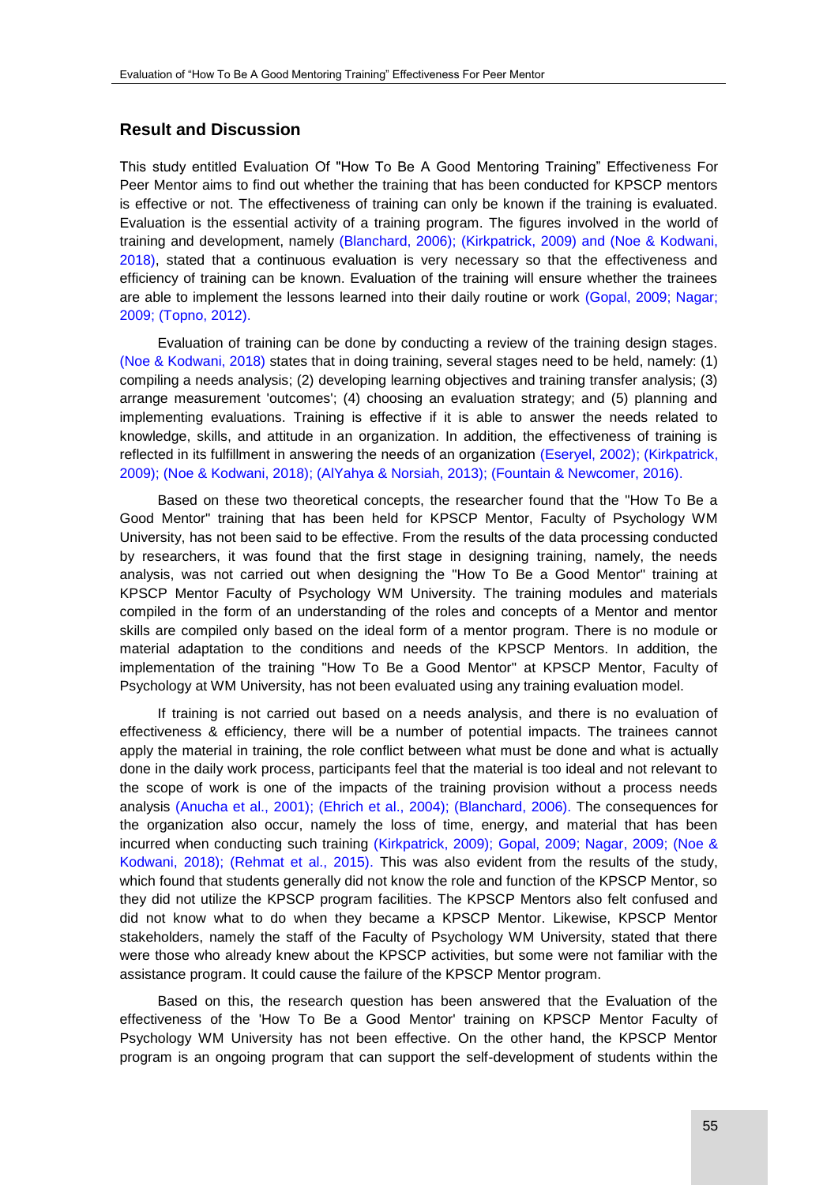## Result and Discussion

This study entitled Evaluation Of "How To Be A Good Mentoring Training" Effectiveness For Peer Mentor aims to find out whether the training that has been conducted for KPSCP mentors is effective or not. The effectiveness of training can only be known if the training is evaluated. Evaluation is the essential activity of a training program. The figures involved in the world of training and development, namely (Blanchard, 2006); (Kirkpatrick, 2009) and (Noe & Kodwani, 2018), stated that a continuous evaluation is very necessary so that the effectiveness and efficiency of training can be known. Evaluation of the training will ensure whether the trainees are able to implement the lessons learned into their daily routine or work (Gopal, 2009; Nagar; 2009; (Topno, 2012).

Evaluation of training can be done by conducting a review of the training design stages. (Noe & Kodwani, 2018) states that in doing training, several stages need to be held, namely: (1) compiling a needs analysis; (2) developing learning objectives and training transfer analysis; (3) arrange measurement 'outcomes'; (4) choosing an evaluation strategy; and (5) planning and implementing evaluations. Training is effective if it is able to answer the needs related to knowledge, skills, and attitude in an organization. In addition, the effectiveness of training is reflected in its fulfillment in answering the needs of an organization (Eseryel, 2002); (Kirkpatrick, 2009); (Noe & Kodwani, 2018); (AlYahya & Norsiah, 2013); (Fountain & Newcomer, 2016).

Based on these two theoretical concepts, the researcher found that the "How To Be a Good Mentor" training that has been held for KPSCP Mentor, Faculty of Psychology WM University, has not been said to be effective. From the results of the data processing conducted by researchers, it was found that the first stage in designing training, namely, the needs analysis, was not carried out when designing the "How To Be a Good Mentor" training at KPSCP Mentor Faculty of Psychology WM University. The training modules and materials compiled in the form of an understanding of the roles and concepts of a Mentor and mentor skills are compiled only based on the ideal form of a mentor program. There is no module or material adaptation to the conditions and needs of the KPSCP Mentors. In addition, the implementation of the training "How To Be a Good Mentor" at KPSCP Mentor, Faculty of Psychology at WM University, has not been evaluated using any training evaluation model.

If training is not carried out based on a needs analysis, and there is no evaluation of effectiveness & efficiency, there will be a number of potential impacts. The trainees cannot apply the material in training, the role conflict between what must be done and what is actually done in the daily work process, participants feel that the material is too ideal and not relevant to the scope of work is one of the impacts of the training provision without a process needs analysis (Anucha et al., 2001); (Ehrich et al., 2004); (Blanchard, 2006). The consequences for the organization also occur, namely the loss of time, energy, and material that has been incurred when conducting such training (Kirkpatrick, 2009); Gopal, 2009; Nagar, 2009; (Noe & Kodwani, 2018); (Rehmat et al., 2015). This was also evident from the results of the study, which found that students generally did not know the role and function of the KPSCP Mentor, so they did not utilize the KPSCP program facilities. The KPSCP Mentors also felt confused and did not know what to do when they became a KPSCP Mentor. Likewise, KPSCP Mentor stakeholders, namely the staff of the Faculty of Psychology WM University, stated that there were those who already knew about the KPSCP activities, but some were not familiar with the assistance program. It could cause the failure of the KPSCP Mentor program.

Based on this, the research question has been answered that the Evaluation of the effectiveness of the 'How To Be a Good Mentor' training on KPSCP Mentor Faculty of Psychology WM University has not been effective. On the other hand, the KPSCP Mentor program is an ongoing program that can support the self-development of students within the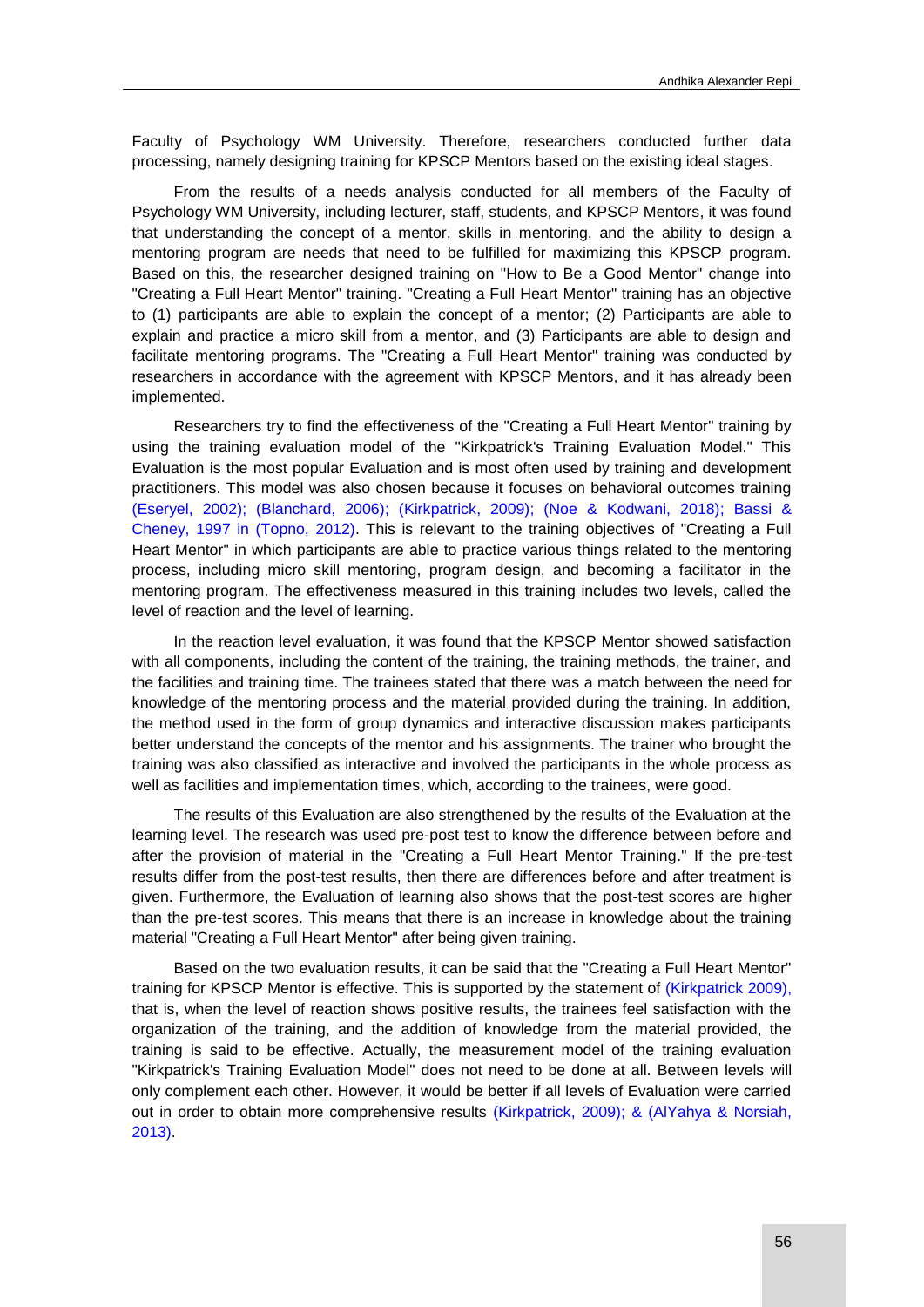Faculty of Psychology WM University. Therefore, researchers conducted further data processing, namely designing training for KPSCP Mentors based on the existing ideal stages.

From the results of a needs analysis conducted for all members of the Faculty of Psychology WM University, including lecturer, staff, students, and KPSCP Mentors, it was found that understanding the concept of a mentor, skills in mentoring, and the ability to design a mentoring program are needs that need to be fulfilled for maximizing this KPSCP program. Based on this, the researcher designed training on "How to Be a Good Mentor" change into "Creating a Full Heart Mentor" training. "Creating a Full Heart Mentor" training has an objective to (1) participants are able to explain the concept of a mentor; (2) Participants are able to explain and practice a micro skill from a mentor, and (3) Participants are able to design and facilitate mentoring programs. The "Creating a Full Heart Mentor" training was conducted by researchers in accordance with the agreement with KPSCP Mentors, and it has already been implemented.

Researchers try to find the effectiveness of the "Creating a Full Heart Mentor" training by using the training evaluation model of the "Kirkpatrick's Training Evaluation Model." This Evaluation is the most popular Evaluation and is most often used by training and development practitioners. This model was also chosen because it focuses on behavioral outcomes training (Eseryel, 2002); (Blanchard, 2006); (Kirkpatrick, 2009); (Noe & Kodwani, 2018); Bassi & Cheney, 1997 in (Topno, 2012). This is relevant to the training objectives of "Creating a Full Heart Mentor" in which participants are able to practice various things related to the mentoring process, including micro skill mentoring, program design, and becoming a facilitator in the mentoring program. The effectiveness measured in this training includes two levels, called the level of reaction and the level of learning.

In the reaction level evaluation, it was found that the KPSCP Mentor showed satisfaction with all components, including the content of the training, the training methods, the trainer, and the facilities and training time. The trainees stated that there was a match between the need for knowledge of the mentoring process and the material provided during the training. In addition, the method used in the form of group dynamics and interactive discussion makes participants better understand the concepts of the mentor and his assignments. The trainer who brought the training was also classified as interactive and involved the participants in the whole process as well as facilities and implementation times, which, according to the trainees, were good.

The results of this Evaluation are also strengthened by the results of the Evaluation at the learning level. The research was used pre-post test to know the difference between before and after the provision of material in the "Creating a Full Heart Mentor Training." If the pre-test results differ from the post-test results, then there are differences before and after treatment is given. Furthermore, the Evaluation of learning also shows that the post-test scores are higher than the pre-test scores. This means that there is an increase in knowledge about the training material "Creating a Full Heart Mentor" after being given training.

Based on the two evaluation results, it can be said that the "Creating a Full Heart Mentor" training for KPSCP Mentor is effective. This is supported by the statement of (Kirkpatrick 2009), that is, when the level of reaction shows positive results, the trainees feel satisfaction with the organization of the training, and the addition of knowledge from the material provided, the training is said to be effective. Actually, the measurement model of the training evaluation "Kirkpatrick's Training Evaluation Model" does not need to be done at all. Between levels will only complement each other. However, it would be better if all levels of Evaluation were carried out in order to obtain more comprehensive results (Kirkpatrick, 2009); & (AlYahya & Norsiah, 2013).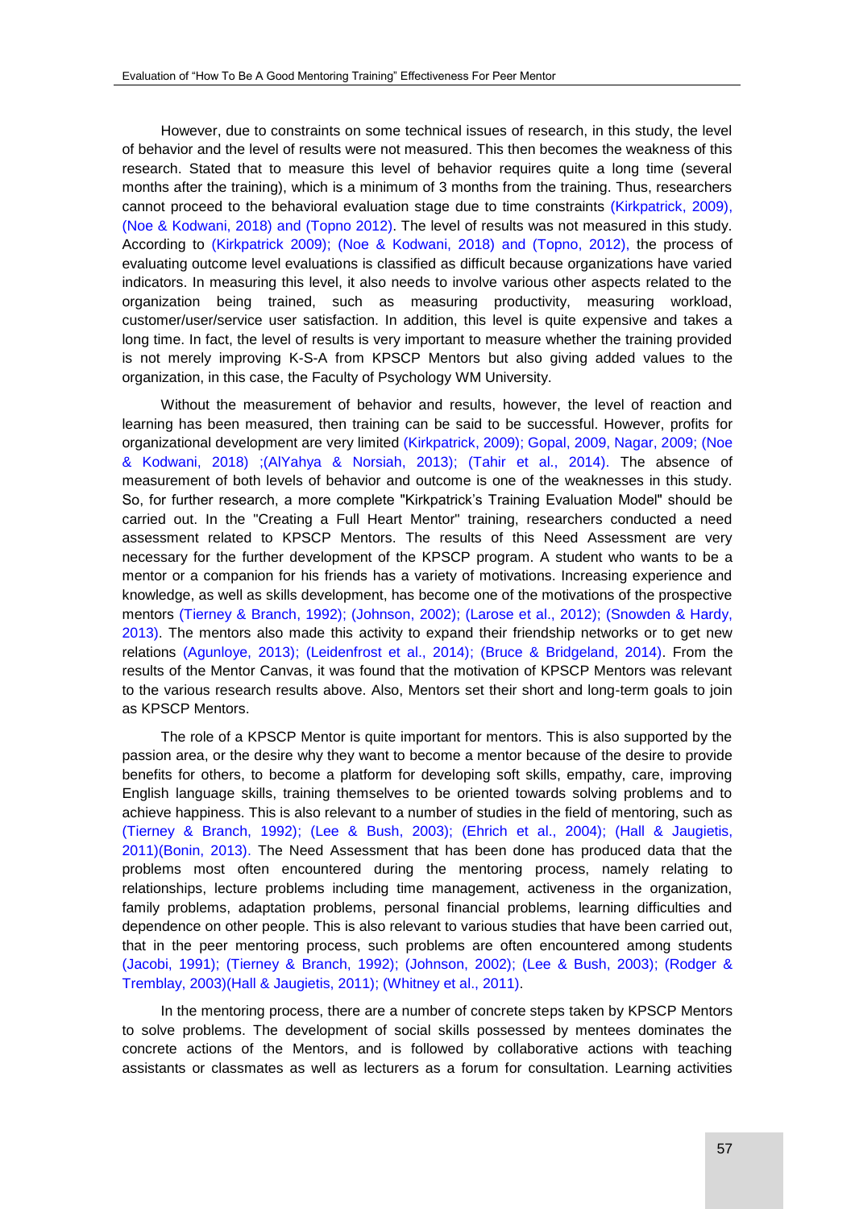However, due to constraints on some technical issues of research, in this study, the level of behavior and the level of results were not measured. This then becomes the weakness of this research. Stated that to measure this level of behavior requires quite a long time (several months after the training), which is a minimum of 3 months from the training. Thus, researchers cannot proceed to the behavioral evaluation stage due to time constraints (Kirkpatrick, 2009), (Noe & Kodwani, 2018) and (Topno 2012). The level of results was not measured in this study. According to (Kirkpatrick 2009); (Noe & Kodwani, 2018) and (Topno, 2012), the process of evaluating outcome level evaluations is classified as difficult because organizations have varied indicators. In measuring this level, it also needs to involve various other aspects related to the organization being trained, such as measuring productivity, measuring workload, customer/user/service user satisfaction. In addition, this level is quite expensive and takes a long time. In fact, the level of results is very important to measure whether the training provided is not merely improving K-S-A from KPSCP Mentors but also giving added values to the organization, in this case, the Faculty of Psychology WM University.

Without the measurement of behavior and results, however, the level of reaction and learning has been measured, then training can be said to be successful. However, profits for organizational development are very limited (Kirkpatrick, 2009); Gopal, 2009, Nagar, 2009; (Noe & Kodwani, 2018) ;(AlYahya & Norsiah, 2013); (Tahir et al., 2014). The absence of measurement of both levels of behavior and outcome is one of the weaknesses in this study. So, for further research, a more complete "Kirkpatrick's Training Evaluation Model" should be carried out. In the "Creating a Full Heart Mentor" training, researchers conducted a need assessment related to KPSCP Mentors. The results of this Need Assessment are very necessary for the further development of the KPSCP program. A student who wants to be a mentor or a companion for his friends has a variety of motivations. Increasing experience and knowledge, as well as skills development, has become one of the motivations of the prospective mentors (Tierney & Branch, 1992); (Johnson, 2002); (Larose et al., 2012); (Snowden & Hardy, 2013). The mentors also made this activity to expand their friendship networks or to get new relations (Agunloye, 2013); (Leidenfrost et al., 2014); (Bruce & Bridgeland, 2014). From the results of the Mentor Canvas, it was found that the motivation of KPSCP Mentors was relevant to the various research results above. Also, Mentors set their short and long-term goals to join as KPSCP Mentors.

The role of a KPSCP Mentor is quite important for mentors. This is also supported by the passion area, or the desire why they want to become a mentor because of the desire to provide benefits for others, to become a platform for developing soft skills, empathy, care, improving English language skills, training themselves to be oriented towards solving problems and to achieve happiness. This is also relevant to a number of studies in the field of mentoring, such as (Tierney & Branch, 1992); (Lee & Bush, 2003); (Ehrich et al., 2004); (Hall & Jaugietis, 2011)(Bonin, 2013). The Need Assessment that has been done has produced data that the problems most often encountered during the mentoring process, namely relating to relationships, lecture problems including time management, activeness in the organization, family problems, adaptation problems, personal financial problems, learning difficulties and dependence on other people. This is also relevant to various studies that have been carried out, that in the peer mentoring process, such problems are often encountered among students (Jacobi, 1991); (Tierney & Branch, 1992); (Johnson, 2002); (Lee & Bush, 2003); (Rodger & Tremblay, 2003)(Hall & Jaugietis, 2011); (Whitney et al., 2011).

In the mentoring process, there are a number of concrete steps taken by KPSCP Mentors to solve problems. The development of social skills possessed by mentees dominates the concrete actions of the Mentors, and is followed by collaborative actions with teaching assistants or classmates as well as lecturers as a forum for consultation. Learning activities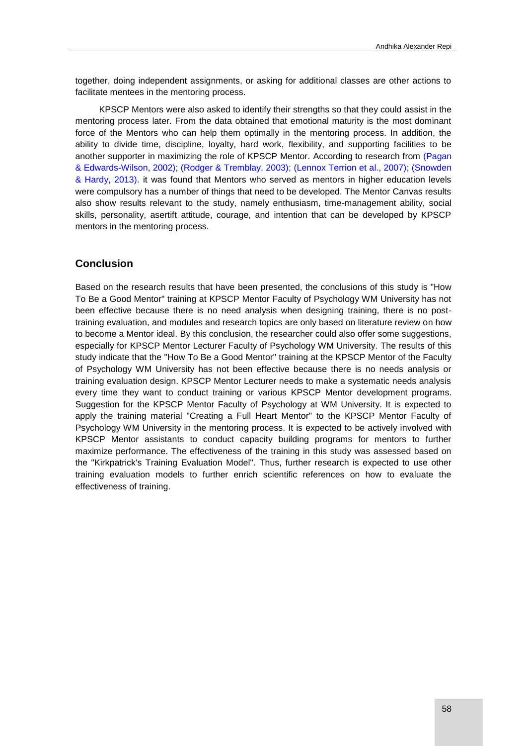together, doing independent assignments, or asking for additional classes are other actions to facilitate mentees in the mentoring process.

KPSCP Mentors were also asked to identify their strengths so that they could assist in the mentoring process later. From the data obtained that emotional maturity is the most dominant force of the Mentors who can help them optimally in the mentoring process. In addition, the ability to divide time, discipline, loyalty, hard work, flexibility, and supporting facilities to be another supporter in maximizing the role of KPSCP Mentor. According to research from (Pagan & Edwards-Wilson, 2002); (Rodger & Tremblay, 2003); (Lennox Terrion et al., 2007); (Snowden & Hardy, 2013). it was found that Mentors who served as mentors in higher education levels were compulsory has a number of things that need to be developed. The Mentor Canvas results also show results relevant to the study, namely enthusiasm, time-management ability, social skills, personality, asertift attitude, courage, and intention that can be developed by KPSCP mentors in the mentoring process.

## Conclusion

Based on the research results that have been presented, the conclusions of this study is "How To Be a Good Mentor" training at KPSCP Mentor Faculty of Psychology WM University has not been effective because there is no need analysis when designing training, there is no post-training evaluation, and modules and research topics are only based on literature review on how to become a Mentor ideal. By this conclusion, the researcher could also offer some suggestions, especially for KPSCP Mentor Lecturer Faculty of Psychology WM University. The results of this study indicate that the "How To Be a Good Mentor" training at the KPSCP Mentor of the Faculty of Psychology WM University has not been effective because there is no needs analysis or training evaluation design. KPSCP Mentor Lecturer needs to make a systematic needs analysis every time they want to conduct training or various KPSCP Mentor development programs. Suggestion for the KPSCP Mentor Faculty of Psychology at WM University. It is expected to apply the training material "Creating a Full Heart Mentor" to the KPSCP Mentor Faculty of Psychology WM University in the mentoring process. It is expected to be actively involved with KPSCP Mentor assistants to conduct capacity building programs for mentors to further maximize performance. The effectiveness of the training in this study was assessed based on the "Kirkpatrick's Training Evaluation Model". Thus, further research is expected to use other training evaluation models to further enrich scientific references on how to evaluate the effectiveness of training.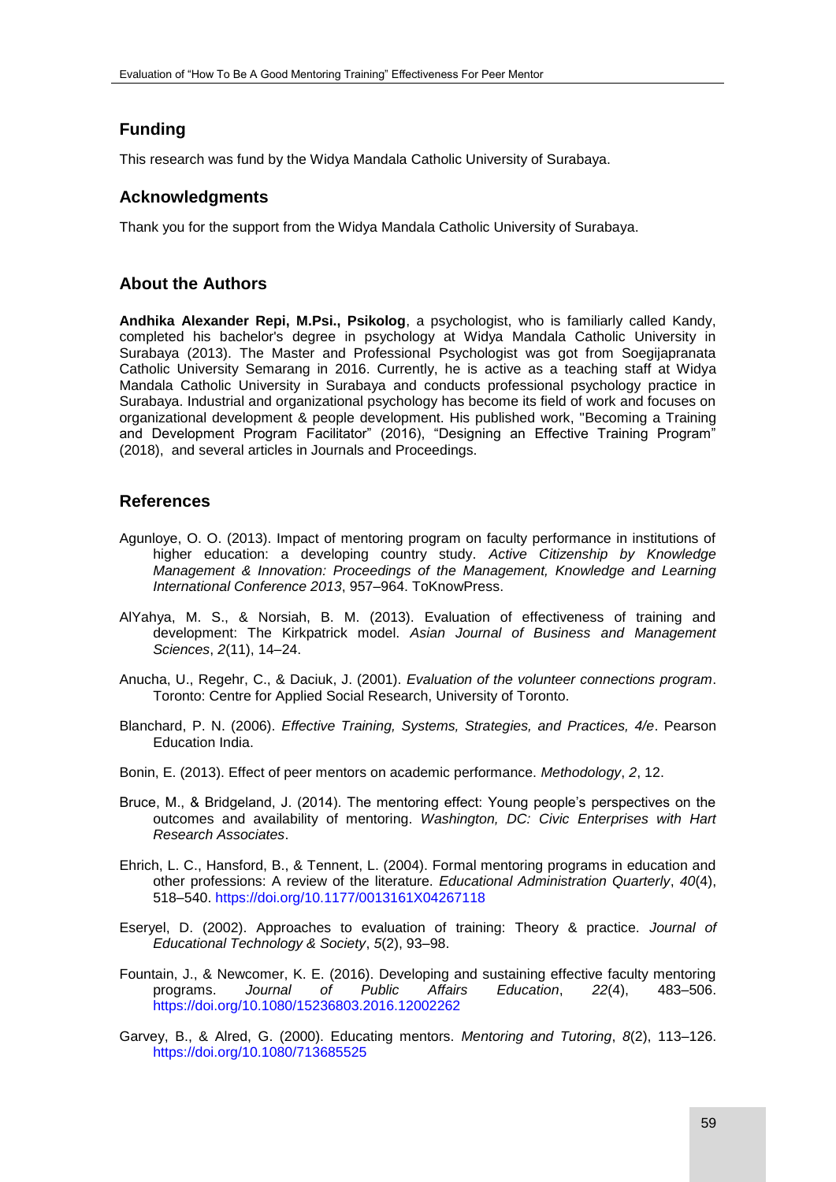## Funding

This research was fund by the Widya Mandala Catholic University of Surabaya.

## Acknowledgments

Thank you for the support from the Widya Mandala Catholic University of Surabaya.

## About the Authors

**Andhika Alexander Repi, M.Psi., Psikolog**, a psychologist, who is familiarly called Kandy, completed his bachelor's degree in psychology at Widya Mandala Catholic University in Surabaya (2013). The Master and Professional Psychologist was got from Soegijapranata Catholic University Semarang in 2016. Currently, he is active as a teaching staff at Widya Mandala Catholic University in Surabaya and conducts professional psychology practice in Surabaya. Industrial and organizational psychology has become its field of work and focuses on organizational development & people development. His published work, "Becoming a Training and Development Program Facilitator" (2016), "Designing an Effective Training Program" (2018), and several articles in Journals and Proceedings.

## References

Agunloye, O. O. (2013). Impact of mentoring program on faculty performance in institutions of higher education: a developing country study. *Active Citizenship by Knowledge Management & Innovation: Proceedings of the Management, Knowledge and Learning International Conference 2013*, 957–964. ToKnowPress.

AlYahya, M. S., & Norsiah, B. M. (2013). Evaluation of effectiveness of training and development: The Kirkpatrick model. *Asian Journal of Business and Management Sciences*, *2*(11), 14–24.

Anucha, U., Regehr, C., & Daciuk, J. (2001). *Evaluation of the volunteer connections program*. Toronto: Centre for Applied Social Research, University of Toronto.

Blanchard, P. N. (2006). *Effective Training, Systems, Strategies, and Practices, 4/e*. Pearson Education India.

Bonin, E. (2013). Effect of peer mentors on academic performance. *Methodology*, *2*, 12.

Bruce, M., & Bridgeland, J. (2014). The mentoring effect: Young people's perspectives on the outcomes and availability of mentoring. *Washington, DC: Civic Enterprises with Hart Research Associates*.

Ehrich, L. C., Hansford, B., & Tennent, L. (2004). Formal mentoring programs in education and other professions: A review of the literature. *Educational Administration Quarterly*, *40*(4), 518–540. https://doi.org/10.1177/0013161X04267118

Eseryel, D. (2002). Approaches to evaluation of training: Theory & practice. *Journal of Educational Technology & Society*, *5*(2), 93–98.

Fountain, J., & Newcomer, K. E. (2016). Developing and sustaining effective faculty mentoring programs. *Journal of Public Affairs Education*, *22*(4), 483–506. https://doi.org/10.1080/15236803.2016.12002262

Garvey, B., & Alred, G. (2000). Educating mentors. *Mentoring and Tutoring*, *8*(2), 113–126. https://doi.org/10.1080/713685525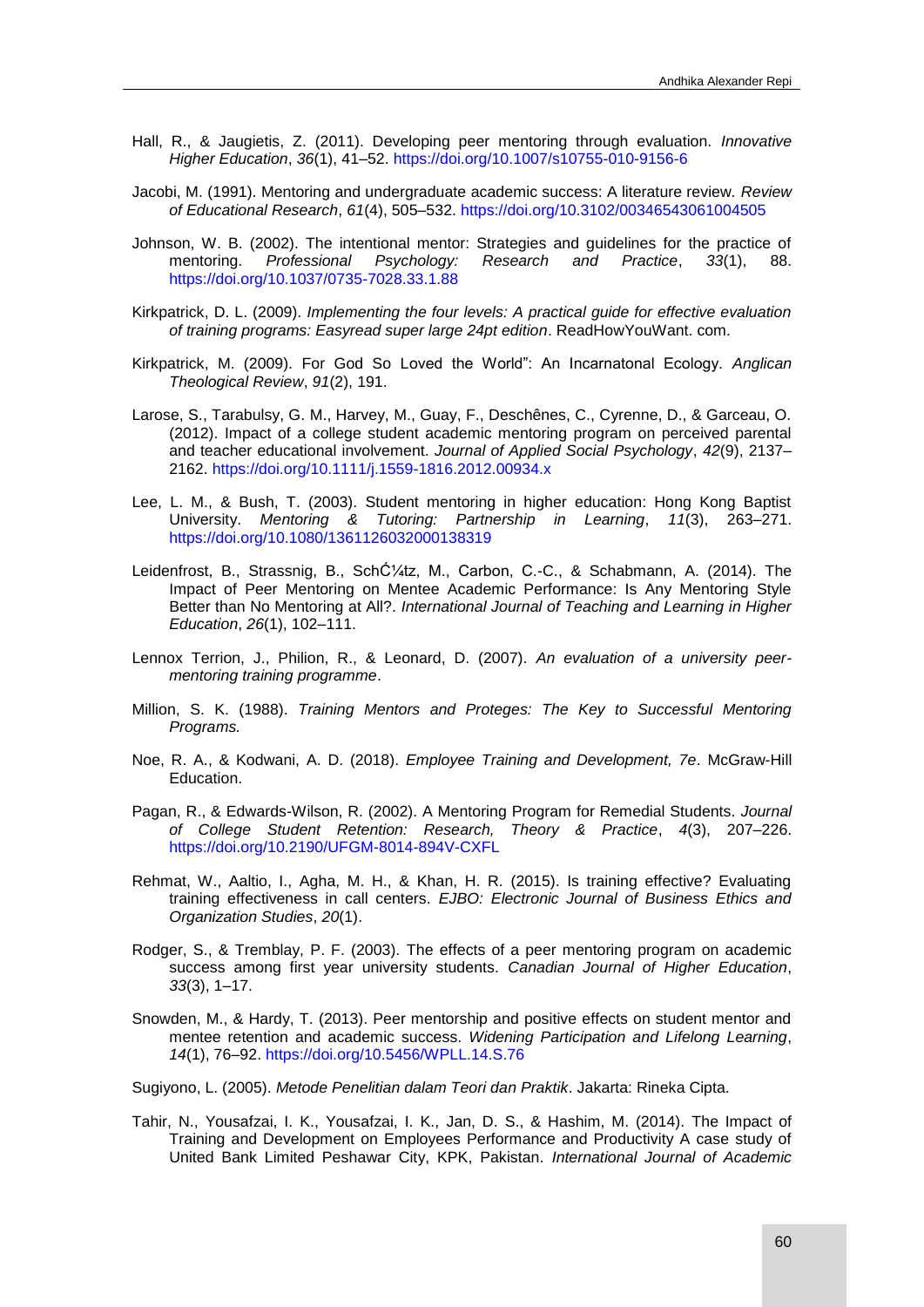Hall, R., & Jaugietis, Z. (2011). Developing peer mentoring through evaluation. *Innovative Higher Education*, *36*(1), 41–52. https://doi.org/10.1007/s10755-010-9156-6

Jacobi, M. (1991). Mentoring and undergraduate academic success: A literature review. *Review of Educational Research*, *61*(4), 505–532. https://doi.org/10.3102/00346543061004505

Johnson, W. B. (2002). The intentional mentor: Strategies and guidelines for the practice of mentoring. *Professional Psychology: Research and Practice*, *33*(1), 88. https://doi.org/10.1037/0735-7028.33.1.88

Kirkpatrick, D. L. (2009). *Implementing the four levels: A practical guide for effective evaluation of training programs: Easyread super large 24pt edition*. ReadHowYouWant. com.

Kirkpatrick, M. (2009). For God So Loved the World": An Incarnatonal Ecology. *Anglican Theological Review*, *91*(2), 191.

Larose, S., Tarabulsy, G. M., Harvey, M., Guay, F., Deschênes, C., Cyrenne, D., & Garceau, O. (2012). Impact of a college student academic mentoring program on perceived parental and teacher educational involvement. *Journal of Applied Social Psychology*, *42*(9), 2137–2162. https://doi.org/10.1111/j.1559-1816.2012.00934.x

Lee, L. M., & Bush, T. (2003). Student mentoring in higher education: Hong Kong Baptist University. *Mentoring & Tutoring: Partnership in Learning*, *11*(3), 263–271. https://doi.org/10.1080/1361126032000138319

Leidenfrost, B., Strassnig, B., SchĆ¼tz, M., Carbon, C.-C., & Schabmann, A. (2014). The Impact of Peer Mentoring on Mentee Academic Performance: Is Any Mentoring Style Better than No Mentoring at All?. *International Journal of Teaching and Learning in Higher Education*, *26*(1), 102–111.

Lennox Terrion, J., Philion, R., & Leonard, D. (2007). *An evaluation of a university peer-mentoring training programme*.

Million, S. K. (1988). *Training Mentors and Proteges: The Key to Successful Mentoring Programs.*

Noe, R. A., & Kodwani, A. D. (2018). *Employee Training and Development, 7e*. McGraw-Hill Education.

Pagan, R., & Edwards-Wilson, R. (2002). A Mentoring Program for Remedial Students. *Journal of College Student Retention: Research, Theory & Practice*, *4*(3), 207–226. https://doi.org/10.2190/UFGM-8014-894V-CXFL

Rehmat, W., Aaltio, I., Agha, M. H., & Khan, H. R. (2015). Is training effective? Evaluating training effectiveness in call centers. *EJBO: Electronic Journal of Business Ethics and Organization Studies*, *20*(1).

Rodger, S., & Tremblay, P. F. (2003). The effects of a peer mentoring program on academic success among first year university students. *Canadian Journal of Higher Education*, *33*(3), 1–17.

Snowden, M., & Hardy, T. (2013). Peer mentorship and positive effects on student mentor and mentee retention and academic success. *Widening Participation and Lifelong Learning*, *14*(1), 76–92. https://doi.org/10.5456/WPLL.14.S.76

Sugiyono, L. (2005). *Metode Penelitian dalam Teori dan Praktik*. Jakarta: Rineka Cipta.

Tahir, N., Yousafzai, I. K., Yousafzai, I. K., Jan, D. S., & Hashim, M. (2014). The Impact of Training and Development on Employees Performance and Productivity A case study of United Bank Limited Peshawar City, KPK, Pakistan. *International Journal of Academic*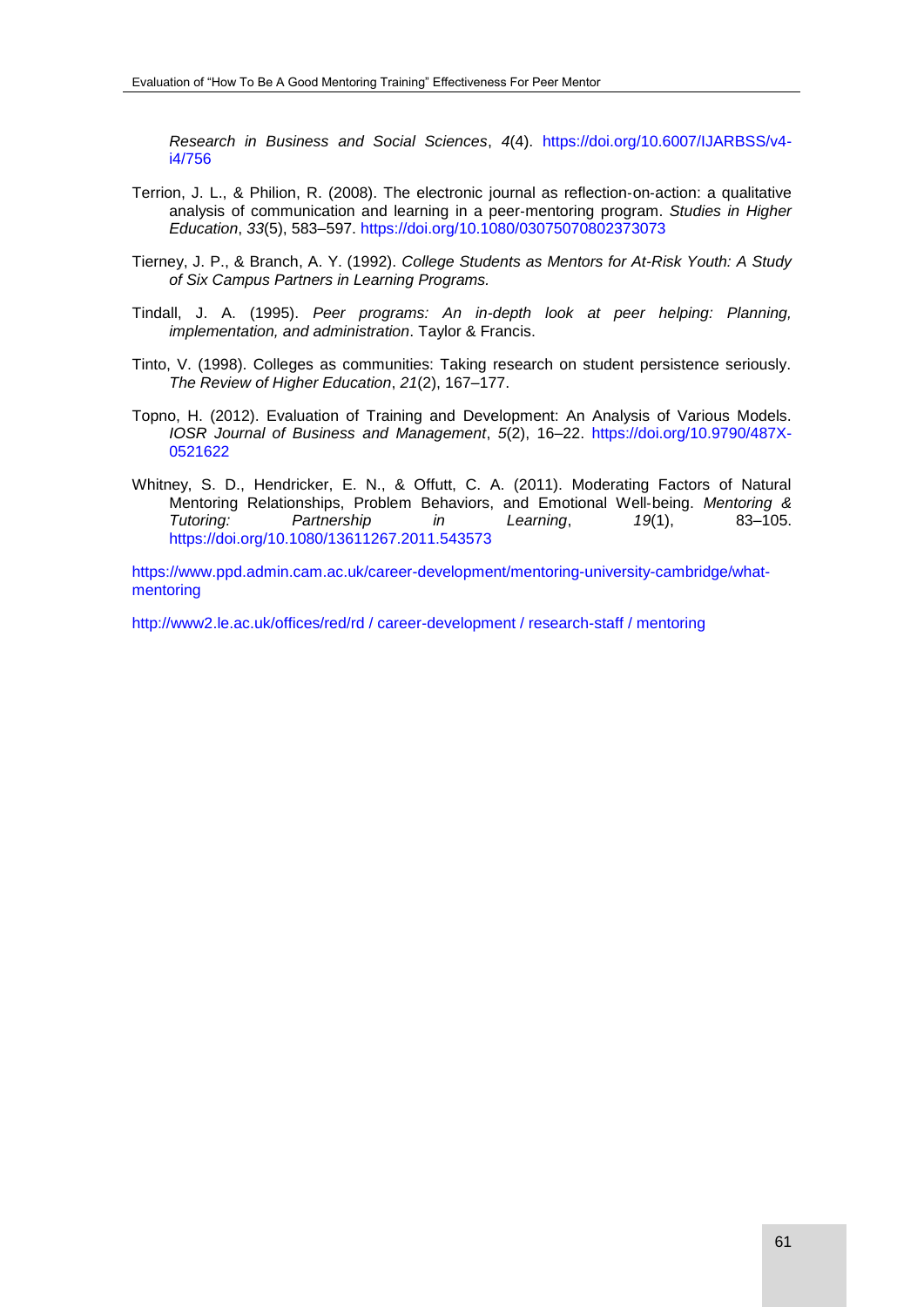*Research in Business and Social Sciences*, *4*(4). https://doi.org/10.6007/IJARBSS/v4-i4/756

Terrion, J. L., & Philion, R. (2008). The electronic journal as reflection-on-action: a qualitative analysis of communication and learning in a peer-mentoring program. *Studies in Higher Education*, *33*(5), 583–597. https://doi.org/10.1080/03075070802373073

Tierney, J. P., & Branch, A. Y. (1992). *College Students as Mentors for At-Risk Youth: A Study of Six Campus Partners in Learning Programs.*

Tindall, J. A. (1995). *Peer programs: An in-depth look at peer helping: Planning, implementation, and administration*. Taylor & Francis.

Tinto, V. (1998). Colleges as communities: Taking research on student persistence seriously. *The Review of Higher Education*, *21*(2), 167–177.

Topno, H. (2012). Evaluation of Training and Development: An Analysis of Various Models. *IOSR Journal of Business and Management*, *5*(2), 16–22. https://doi.org/10.9790/487X-0521622

Whitney, S. D., Hendricker, E. N., & Offutt, C. A. (2011). Moderating Factors of Natural Mentoring Relationships, Problem Behaviors, and Emotional Well-being. *Mentoring & Tutoring: Partnership in Learning*, *19*(1), 83–105. https://doi.org/10.1080/13611267.2011.543573

https://www.ppd.admin.cam.ac.uk/career-development/mentoring-university-cambridge/what-mentoring

http://www2.le.ac.uk/offices/red/rd / career-development / research-staff / mentoring